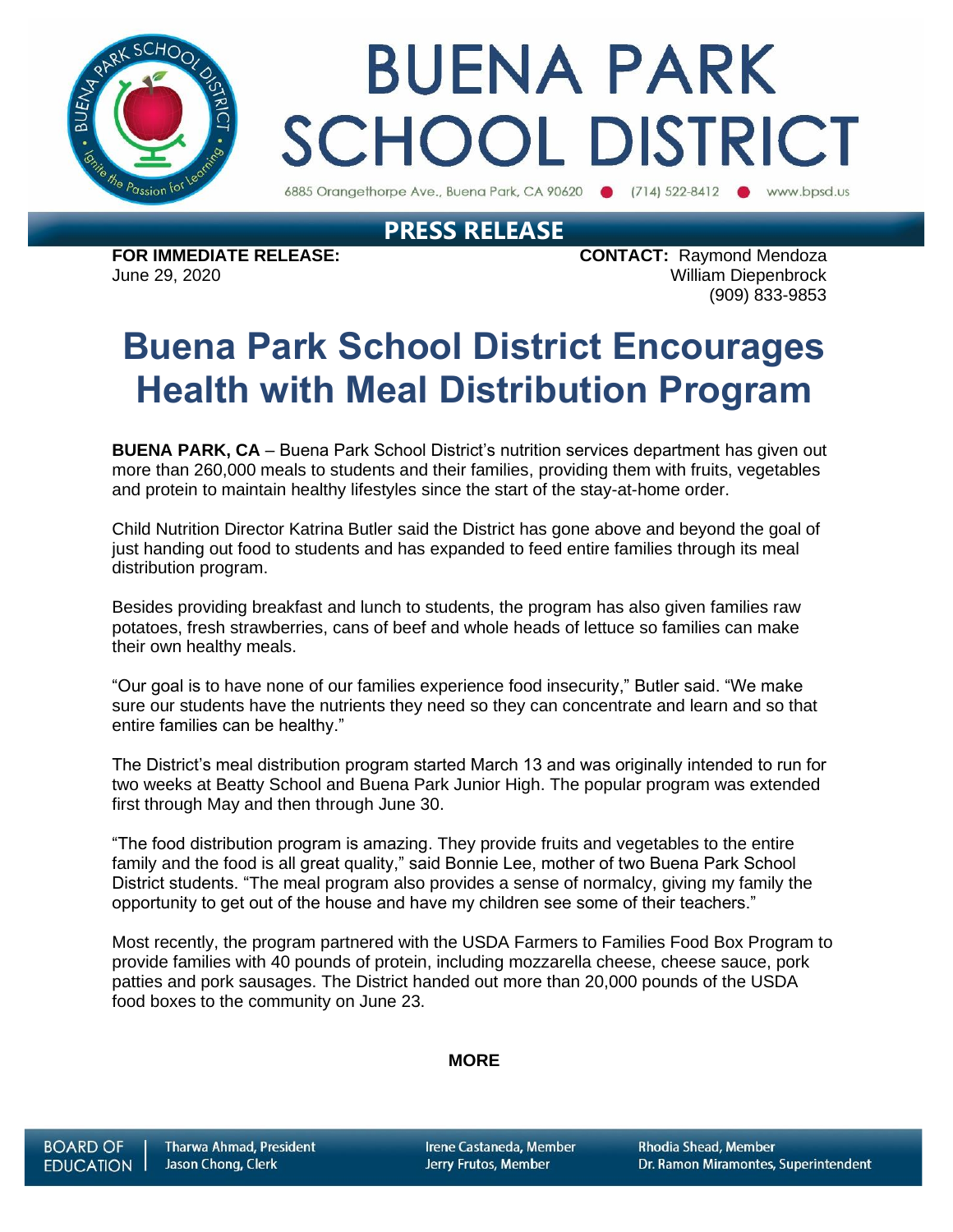# BUENA PARK SCHOOL DISTRICT

6885 Orangethorpe Ave., Buena Park, CA 90620 ● (714) 522-8412 ● www.bpsd.us

## PRESS RELEASE

**FOR IMMEDIATE RELEASE:**
June 29, 2020

**CONTACT:** Raymond Mendoza
William Diepenbrock
(909) 833-9853

# Buena Park School District Encourages Health with Meal Distribution Program

**BUENA PARK, CA** – Buena Park School District's nutrition services department has given out more than 260,000 meals to students and their families, providing them with fruits, vegetables and protein to maintain healthy lifestyles since the start of the stay-at-home order.

Child Nutrition Director Katrina Butler said the District has gone above and beyond the goal of just handing out food to students and has expanded to feed entire families through its meal distribution program.

Besides providing breakfast and lunch to students, the program has also given families raw potatoes, fresh strawberries, cans of beef and whole heads of lettuce so families can make their own healthy meals.

"Our goal is to have none of our families experience food insecurity," Butler said. "We make sure our students have the nutrients they need so they can concentrate and learn and so that entire families can be healthy."

The District's meal distribution program started March 13 and was originally intended to run for two weeks at Beatty School and Buena Park Junior High. The popular program was extended first through May and then through June 30.

"The food distribution program is amazing. They provide fruits and vegetables to the entire family and the food is all great quality," said Bonnie Lee, mother of two Buena Park School District students. "The meal program also provides a sense of normalcy, giving my family the opportunity to get out of the house and have my children see some of their teachers."

Most recently, the program partnered with the USDA Farmers to Families Food Box Program to provide families with 40 pounds of protein, including mozzarella cheese, cheese sauce, pork patties and pork sausages. The District handed out more than 20,000 pounds of the USDA food boxes to the community on June 23.

**MORE**

BOARD OF EDUCATION | Tharwa Ahmad, President | Jason Chong, Clerk | Irene Castaneda, Member | Jerry Frutos, Member | Rhodia Shead, Member | Dr. Ramon Miramontes, Superintendent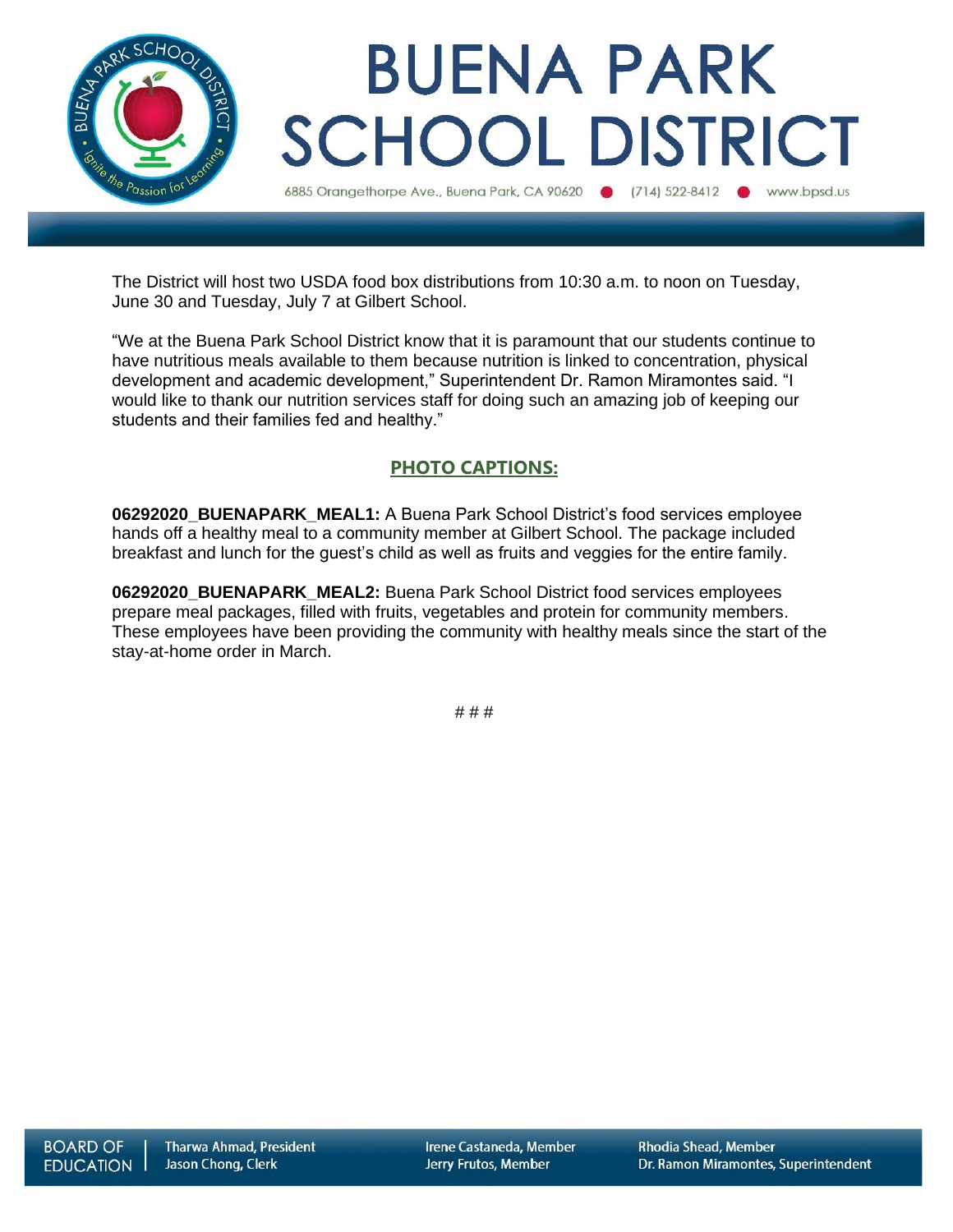The District will host two USDA food box distributions from 10:30 a.m. to noon on Tuesday, June 30 and Tuesday, July 7 at Gilbert School.

“We at the Buena Park School District know that it is paramount that our students continue to have nutritious meals available to them because nutrition is linked to concentration, physical development and academic development,” Superintendent Dr. Ramon Miramontes said. “I would like to thank our nutrition services staff for doing such an amazing job of keeping our students and their families fed and healthy.”

## PHOTO CAPTIONS:

**06292020_BUENAPARK_MEAL1:** A Buena Park School District’s food services employee hands off a healthy meal to a community member at Gilbert School. The package included breakfast and lunch for the guest’s child as well as fruits and veggies for the entire family.

**06292020_BUENAPARK_MEAL2:** Buena Park School District food services employees prepare meal packages, filled with fruits, vegetables and protein for community members. These employees have been providing the community with healthy meals since the start of the stay-at-home order in March.

# # #